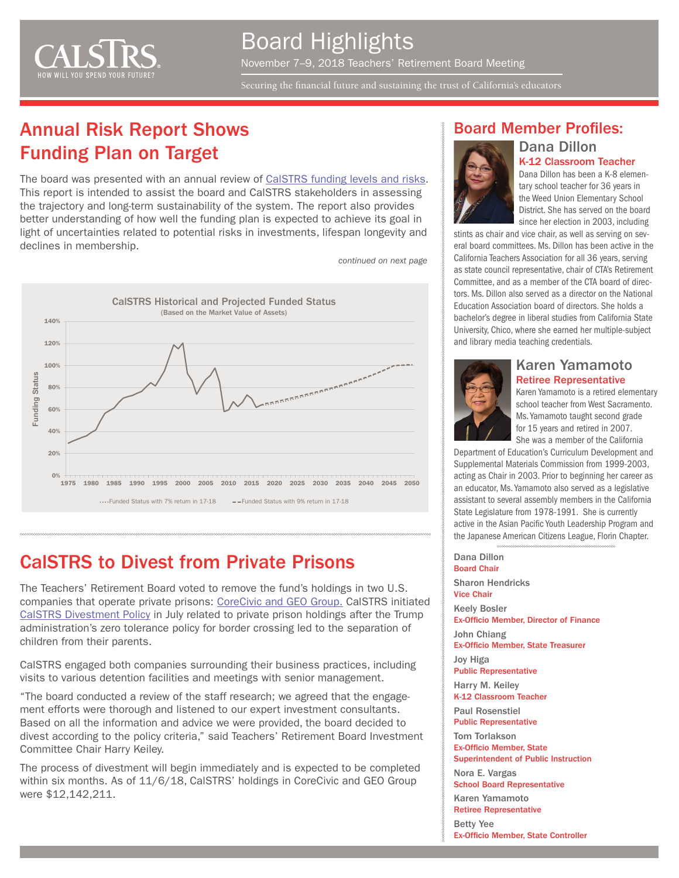# Board Highlights

November 7–9, 2018 Teachers' Retirement Board Meeting

Securing the financial future and sustaining the trust of California's educators

## Annual Risk Report Shows Funding Plan on Target

The board was presented with an annual review of CalSTRS funding levels and risks. This report is intended to assist the board and CalSTRS stakeholders in assessing the trajectory and long-term sustainability of the system. The report also provides better understanding of how well the funding plan is expected to achieve its goal in light of uncertainties related to potential risks in investments, lifespan longevity and declines in membership.

*continued on next page*

**CalSTRS Historical and Projected Funded Status**
(Based on the Market Value of Assets)

Funding Status (0%–140%), 1975–2050

····Funded Status with 7% return in 17-18 - -Funded Status with 9% return in 17-18

## CalSTRS to Divest from Private Prisons

The Teachers' Retirement Board voted to remove the fund's holdings in two U.S. companies that operate private prisons: CoreCivic and GEO Group. CalSTRS initiated CalSTRS Divestment Policy in July related to private prison holdings after the Trump administration's zero tolerance policy for border crossing led to the separation of children from their parents.

CalSTRS engaged both companies surrounding their business practices, including visits to various detention facilities and meetings with senior management.

"The board conducted a review of the staff research; we agreed that the engagement efforts were thorough and listened to our expert investment consultants. Based on all the information and advice we were provided, the board decided to divest according to the policy criteria," said Teachers' Retirement Board Investment Committee Chair Harry Keiley.

The process of divestment will begin immediately and is expected to be completed within six months. As of 11/6/18, CalSTRS' holdings in CoreCivic and GEO Group were $12,142,211.

## Board Member Profiles:

### Dana Dillon

**K-12 Classroom Teacher**

Dana Dillon has been a K-8 elementary school teacher for 36 years in the Weed Union Elementary School District. She has served on the board since her election in 2003, including stints as chair and vice chair, as well as serving on several board committees. Ms. Dillon has been active in the California Teachers Association for all 36 years, serving as state council representative, chair of CTA's Retirement Committee, and as a member of the CTA board of directors. Ms. Dillon also served as a director on the National Education Association board of directors. She holds a bachelor's degree in liberal studies from California State University, Chico, where she earned her multiple-subject and library media teaching credentials.

### Karen Yamamoto

**Retiree Representative**

Karen Yamamoto is a retired elementary school teacher from West Sacramento. Ms. Yamamoto taught second grade for 15 years and retired in 2007. She was a member of the California Department of Education's Curriculum Development and Supplemental Materials Commission from 1999-2003, acting as Chair in 2003. Prior to beginning her career as an educator, Ms. Yamamoto also served as a legislative assistant to several assembly members in the California State Legislature from 1978-1991. She is currently active in the Asian Pacific Youth Leadership Program and the Japanese American Citizens League, Florin Chapter.

Dana Dillon
Board Chair

Sharon Hendricks
Vice Chair

Keely Bosler
Ex-Officio Member, Director of Finance

John Chiang
Ex-Officio Member, State Treasurer

Joy Higa
Public Representative

Harry M. Keiley
K-12 Classroom Teacher

Paul Rosenstiel
Public Representative

Tom Torlakson
Ex-Officio Member, State Superintendent of Public Instruction

Nora E. Vargas
School Board Representative

Karen Yamamoto
Retiree Representative

Betty Yee
Ex-Officio Member, State Controller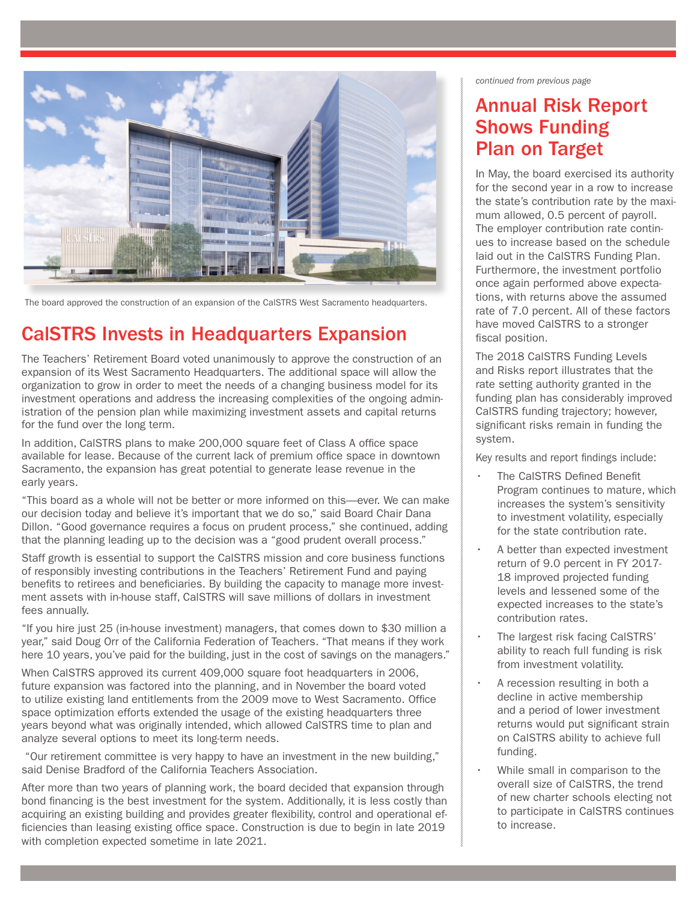The board approved the construction of an expansion of the CalSTRS West Sacramento headquarters.

## CalSTRS Invests in Headquarters Expansion

The Teachers' Retirement Board voted unanimously to approve the construction of an expansion of its West Sacramento Headquarters. The additional space will allow the organization to grow in order to meet the needs of a changing business model for its investment operations and address the increasing complexities of the ongoing administration of the pension plan while maximizing investment assets and capital returns for the fund over the long term.

In addition, CalSTRS plans to make 200,000 square feet of Class A office space available for lease. Because of the current lack of premium office space in downtown Sacramento, the expansion has great potential to generate lease revenue in the early years.

"This board as a whole will not be better or more informed on this—ever. We can make our decision today and believe it's important that we do so," said Board Chair Dana Dillon. "Good governance requires a focus on prudent process," she continued, adding that the planning leading up to the decision was a "good prudent overall process."

Staff growth is essential to support the CalSTRS mission and core business functions of responsibly investing contributions in the Teachers' Retirement Fund and paying benefits to retirees and beneficiaries. By building the capacity to manage more investment assets with in-house staff, CalSTRS will save millions of dollars in investment fees annually.

"If you hire just 25 (in-house investment) managers, that comes down to $30 million a year," said Doug Orr of the California Federation of Teachers. "That means if they work here 10 years, you've paid for the building, just in the cost of savings on the managers."

When CalSTRS approved its current 409,000 square foot headquarters in 2006, future expansion was factored into the planning, and in November the board voted to utilize existing land entitlements from the 2009 move to West Sacramento. Office space optimization efforts extended the usage of the existing headquarters three years beyond what was originally intended, which allowed CalSTRS time to plan and analyze several options to meet its long-term needs.

"Our retirement committee is very happy to have an investment in the new building," said Denise Bradford of the California Teachers Association.

After more than two years of planning work, the board decided that expansion through bond financing is the best investment for the system. Additionally, it is less costly than acquiring an existing building and provides greater flexibility, control and operational efficiencies than leasing existing office space. Construction is due to begin in late 2019 with completion expected sometime in late 2021.

*continued from previous page*

## Annual Risk Report Shows Funding Plan on Target

In May, the board exercised its authority for the second year in a row to increase the state's contribution rate by the maximum allowed, 0.5 percent of payroll. The employer contribution rate continues to increase based on the schedule laid out in the CalSTRS Funding Plan. Furthermore, the investment portfolio once again performed above expectations, with returns above the assumed rate of 7.0 percent. All of these factors have moved CalSTRS to a stronger fiscal position.

The 2018 CalSTRS Funding Levels and Risks report illustrates that the rate setting authority granted in the funding plan has considerably improved CalSTRS funding trajectory; however, significant risks remain in funding the system.

Key results and report findings include:

- The CalSTRS Defined Benefit Program continues to mature, which increases the system's sensitivity to investment volatility, especially for the state contribution rate.
- A better than expected investment return of 9.0 percent in FY 2017-18 improved projected funding levels and lessened some of the expected increases to the state's contribution rates.
- The largest risk facing CalSTRS' ability to reach full funding is risk from investment volatility.
- A recession resulting in both a decline in active membership and a period of lower investment returns would put significant strain on CalSTRS ability to achieve full funding.
- While small in comparison to the overall size of CalSTRS, the trend of new charter schools electing not to participate in CalSTRS continues to increase.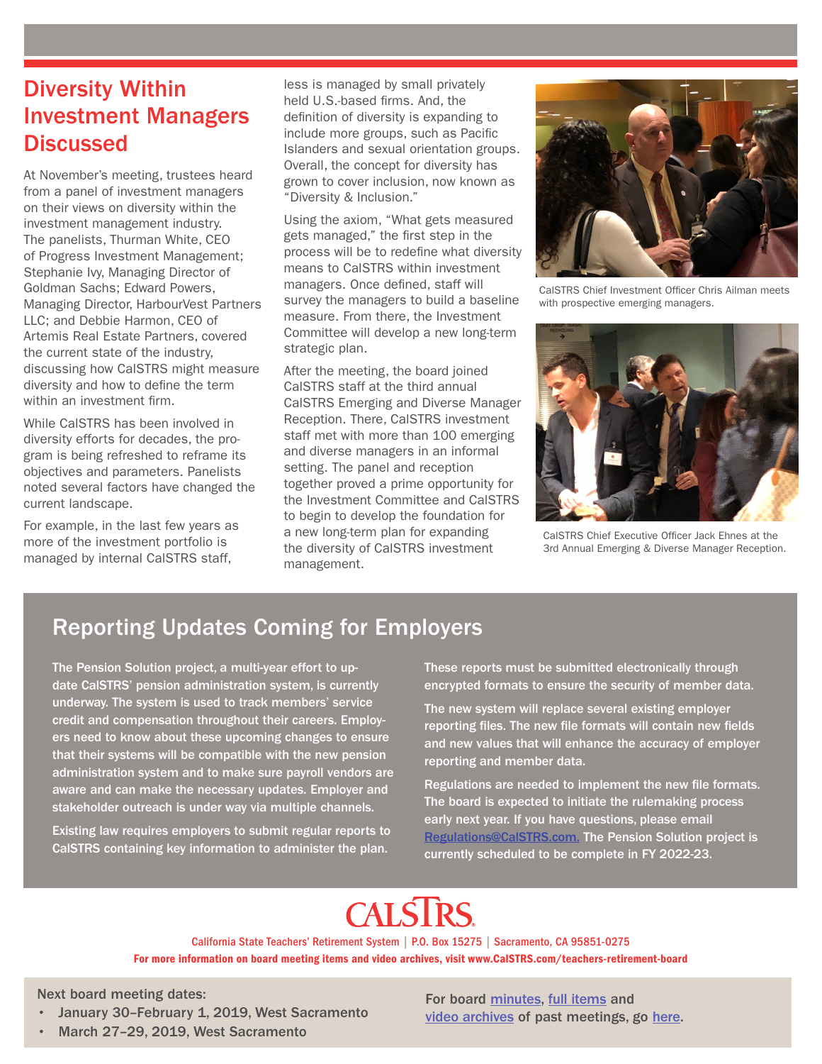## Diversity Within Investment Managers Discussed

At November's meeting, trustees heard from a panel of investment managers on their views on diversity within the investment management industry. The panelists, Thurman White, CEO of Progress Investment Management; Stephanie Ivy, Managing Director of Goldman Sachs; Edward Powers, Managing Director, HarbourVest Partners LLC; and Debbie Harmon, CEO of Artemis Real Estate Partners, covered the current state of the industry, discussing how CalSTRS might measure diversity and how to define the term within an investment firm.

While CalSTRS has been involved in diversity efforts for decades, the program is being refreshed to reframe its objectives and parameters. Panelists noted several factors have changed the current landscape.

For example, in the last few years as more of the investment portfolio is managed by internal CalSTRS staff, less is managed by small privately held U.S.-based firms. And, the definition of diversity is expanding to include more groups, such as Pacific Islanders and sexual orientation groups. Overall, the concept for diversity has grown to cover inclusion, now known as "Diversity & Inclusion."

Using the axiom, "What gets measured gets managed," the first step in the process will be to redefine what diversity means to CalSTRS within investment managers. Once defined, staff will survey the managers to build a baseline measure. From there, the Investment Committee will develop a new long-term strategic plan.

After the meeting, the board joined CalSTRS staff at the third annual CalSTRS Emerging and Diverse Manager Reception. There, CalSTRS investment staff met with more than 100 emerging and diverse managers in an informal setting. The panel and reception together proved a prime opportunity for the Investment Committee and CalSTRS to begin to develop the foundation for a new long-term plan for expanding the diversity of CalSTRS investment management.

CalSTRS Chief Investment Officer Chris Ailman meets with prospective emerging managers.

CalSTRS Chief Executive Officer Jack Ehnes at the 3rd Annual Emerging & Diverse Manager Reception.

## Reporting Updates Coming for Employers

The Pension Solution project, a multi-year effort to update CalSTRS' pension administration system, is currently underway. The system is used to track members' service credit and compensation throughout their careers. Employers need to know about these upcoming changes to ensure that their systems will be compatible with the new pension administration system and to make sure payroll vendors are aware and can make the necessary updates. Employer and stakeholder outreach is under way via multiple channels.

Existing law requires employers to submit regular reports to CalSTRS containing key information to administer the plan. These reports must be submitted electronically through encrypted formats to ensure the security of member data.

The new system will replace several existing employer reporting files. The new file formats will contain new fields and new values that will enhance the accuracy of employer reporting and member data.

Regulations are needed to implement the new file formats. The board is expected to initiate the rulemaking process early next year. If you have questions, please email Regulations@CalSTRS.com. The Pension Solution project is currently scheduled to be complete in FY 2022-23.

CALSTRS

California State Teachers' Retirement System | P.O. Box 15275 | Sacramento, CA 95851-0275

**For more information on board meeting items and video archives, visit www.CalSTRS.com/teachers-retirement-board**

**Next board meeting dates:**

- **January 30–February 1, 2019, West Sacramento**
- **March 27–29, 2019, West Sacramento**

**For board minutes, full items and video archives of past meetings, go here.**